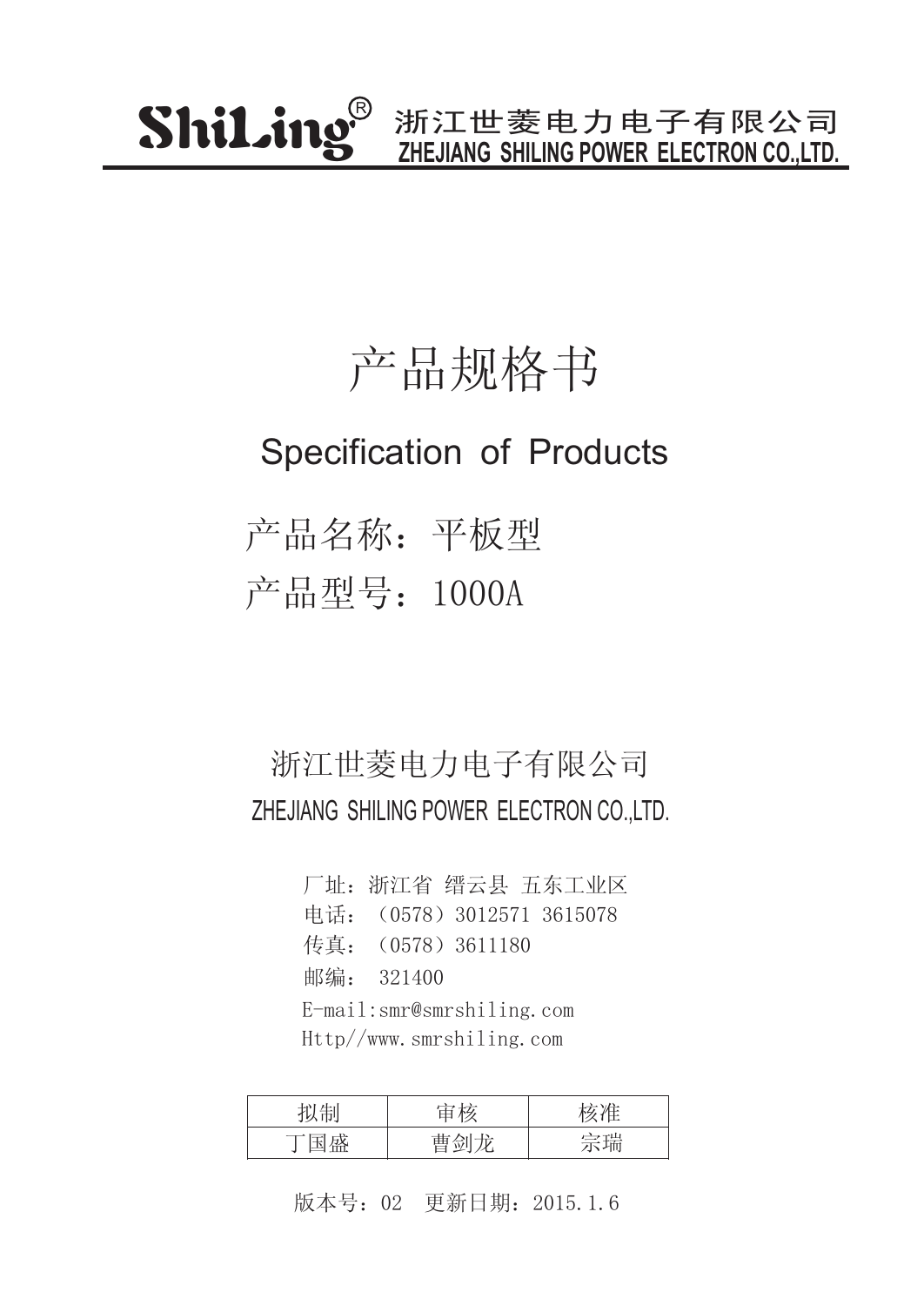ShiLing® 浙江世菱电力电子有限公司
ZHEJIANG SHILING POWER ELECTRON CO.,LTD.

# 产品规格书

## Specification of Products

## 产品名称：平板型

## 产品型号：1000A

浙江世菱电力电子有限公司

ZHEJIANG SHILING POWER ELECTRON CO.,LTD.

厂址：浙江省 缙云县 五东工业区
电话：（0578）3012571 3615078
传真：（0578）3611180
邮编： 321400
E-mail:smr@smrshiling.com
Http//www.smrshiling.com

| 拟制 | 审核 | 核准 |
|---|---|---|
| 丁国盛 | 曹剑龙 | 宗瑞 |

版本号：02 更新日期：2015.1.6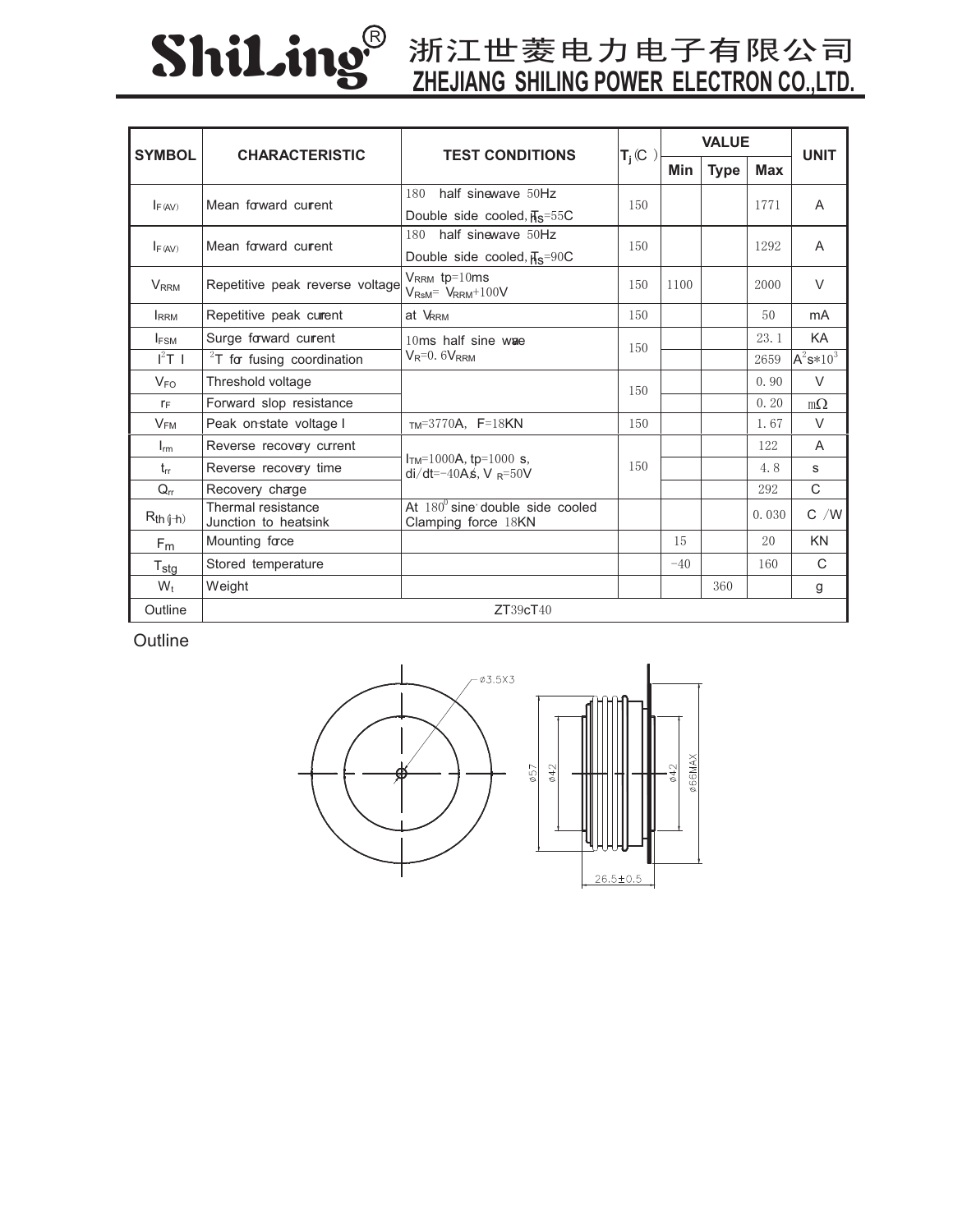# ShiLing® 浙江世菱电力电子有限公司 ZHEJIANG SHILING POWER ELECTRON CO.,LTD.

| SYMBOL | CHARACTERISTIC | TEST CONDITIONS | $T_j$(C ) | VALUE | | | UNIT |
|---|---|---|---|---|---|---|---|
| | | | | Min | Type | Max | |
| $I_{F(AV)}$ | Mean forward current | 180 half sinewave 50Hz<br>Double side cooled, $T_{hs}$=55C | 150 | | | 1771 | A |
| $I_{F(AV)}$ | Mean forward current | 180 half sinewave 50Hz<br>Double side cooled, $T_{hs}$=90C | 150 | | | 1292 | A |
| $V_{RRM}$ | Repetitive peak reverse voltage | $V_{RRM}$ tp=10ms<br>$V_{RSM}$= $V_{RRM}$+100V | 150 | 1100 | | 2000 | V |
| $I_{RRM}$ | Repetitive peak current | at $V_{RRM}$ | 150 | | | 50 | mA |
| $I_{FSM}$ | Surge forward current | 10ms half sine wave<br>$V_R$=0.6$V_{RRM}$ | 150 | | | 23.1 | KA |
| $I^2T$ | $I^2T$ for fusing coordination | | | | | 2659 | $A^2s*10^3$ |
| $V_{FO}$ | Threshold voltage | | 150 | | | 0.90 | V |
| $r_F$ | Forward slop resistance | | | | | 0.20 | mΩ |
| $V_{FM}$ | Peak on-state voltage I | $I_{TM}$=3770A, F=18KN | 150 | | | 1.67 | V |
| $I_{rm}$ | Reverse recovery current | $I_{TM}$=1000A, tp=1000 s,<br>di/dt=-40A/s, $V_R$=50V | 150 | | | 122 | A |
| $t_{rr}$ | Reverse recovery time | | | | | 4.8 | s |
| $Q_{rr}$ | Recovery charge | | | | | 292 | C |
| $R_{th(j-h)}$ | Thermal resistance<br>Junction to heatsink | At $180^0$ sine double side cooled<br>Clamping force 18KN | | | | 0.030 | C /W |
| $F_m$ | Mounting force | | | 15 | | 20 | KN |
| $T_{stg}$ | Stored temperature | | | -40 | | 160 | C |
| $W_t$ | Weight | | | | 360 | | g |
| Outline | ZT39cT40 | | | | | | |

Outline

ø3.5X3

ø57 ø42 ø42 ø66MAX

26.5±0.5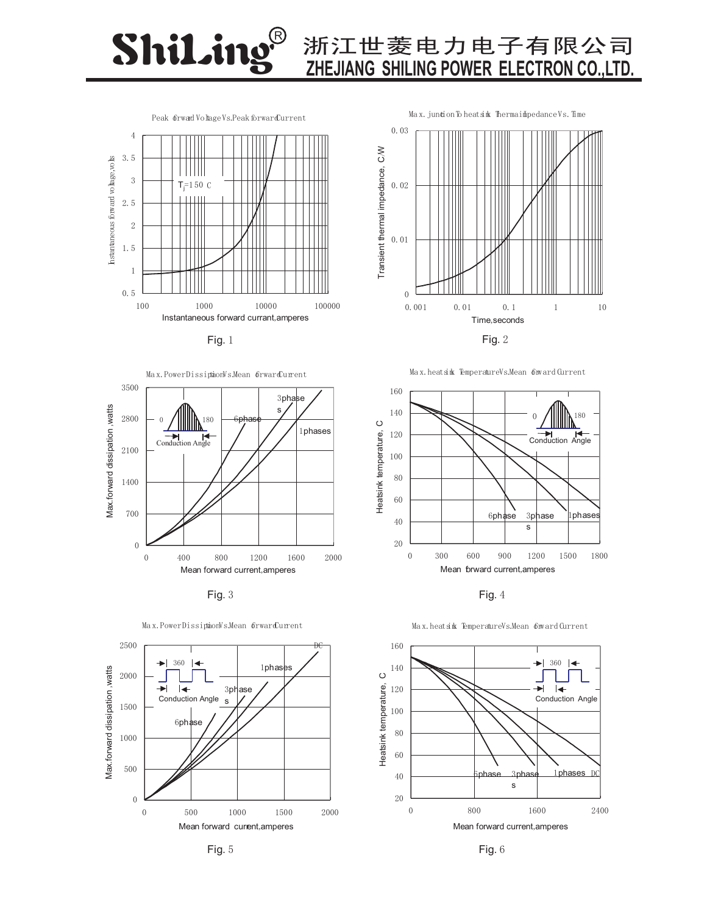# ShiLing® 浙江世菱电力电子有限公司 ZHEJIANG SHILING POWER ELECTRON CO.,LTD.

Peak forward Voltage Vs.Peak forward Current

Instantaneous forward voltage,volts

4
3.5
3
2.5
2
1.5
1
0.5

$T_j$=150 C

100
1000
10000
100000

Instantaneous forward currant,amperes

Fig. 1

Max. junction To heatsink Thermal impedance Vs. Time

Transient thermal impedance, C/W

0.03
0.02
0.01
0

0.001
0.01
0.1
1
10

Time,seconds

Fig. 2

Max.Power Dissipation Vs.Mean forward Current

Max.forward dissipation ,watts

3500
2800
2100
1400
700
0

0
180
Conduction Angle

6phase
3phases
1phases

0
400
800
1200
1600
2000

Mean forward current,amperes

Fig. 3

Max. heatsink Temperature Vs.Mean forward Current

Heatsink temperature, C

160
140
120
100
80
60
40
20

0
180
Conduction Angle

6phase
3phases
1phases

0
300
600
900
1200
1500
1800

Mean forward current,amperes

Fig. 4

Max.Power Dissipation Vs.Mean forward Current

Max.forward dissipation ,watts

2500
2000
1500
1000
500
0

360
Conduction Angle

DC
1phases
3phases
6phase

0
500
1000
1500
2000

Mean forward current,amperes

Fig. 5

Max. heatsink Temperature Vs.Mean forward Current

Heatsink temperature, C

160
140
120
100
80
60
40
20

360
Conduction Angle

6phase
3phases
1phases
DC

0
800
1600
2400

Mean forward current,amperes

Fig. 6